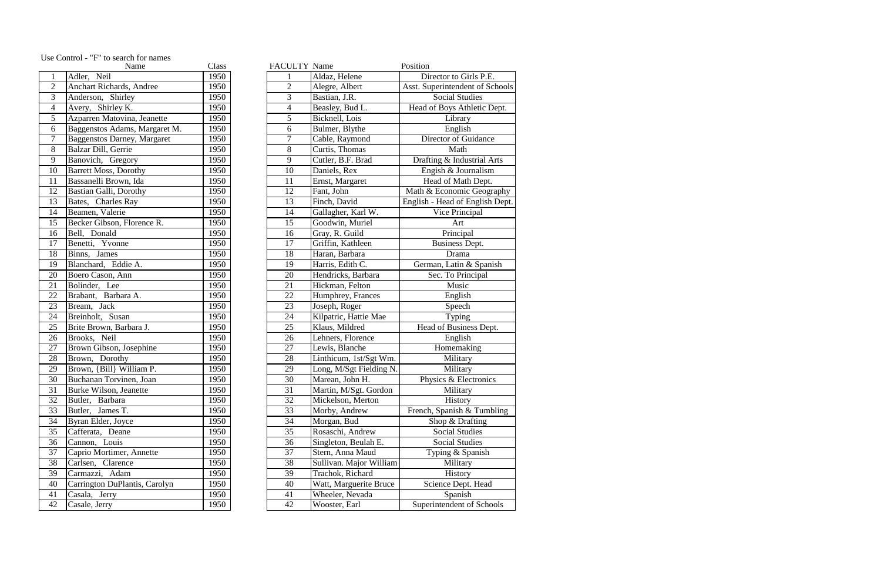Use Control - "F" to search for names

| | Name | Class |
|---|---|---|
| 1 | Adler, Neil | 1950 |
| 2 | Anchart Richards, Andree | 1950 |
| 3 | Anderson, Shirley | 1950 |
| 4 | Avery, Shirley K. | 1950 |
| 5 | Azparren Matovina, Jeanette | 1950 |
| 6 | Baggenstos Adams, Margaret M. | 1950 |
| 7 | Baggenstos Darney, Margaret | 1950 |
| 8 | Balzar Dill, Gerrie | 1950 |
| 9 | Banovich, Gregory | 1950 |
| 10 | Barrett Moss, Dorothy | 1950 |
| 11 | Bassanelli Brown, Ida | 1950 |
| 12 | Bastian Galli, Dorothy | 1950 |
| 13 | Bates, Charles Ray | 1950 |
| 14 | Beamen, Valerie | 1950 |
| 15 | Becker Gibson, Florence R. | 1950 |
| 16 | Bell, Donald | 1950 |
| 17 | Benetti, Yvonne | 1950 |
| 18 | Binns, James | 1950 |
| 19 | Blanchard, Eddie A. | 1950 |
| 20 | Boero Cason, Ann | 1950 |
| 21 | Bolinder, Lee | 1950 |
| 22 | Brabant, Barbara A. | 1950 |
| 23 | Bream, Jack | 1950 |
| 24 | Breinholt, Susan | 1950 |
| 25 | Brite Brown, Barbara J. | 1950 |
| 26 | Brooks, Neil | 1950 |
| 27 | Brown Gibson, Josephine | 1950 |
| 28 | Brown, Dorothy | 1950 |
| 29 | Brown, {Bill} William P. | 1950 |
| 30 | Buchanan Torvinen, Joan | 1950 |
| 31 | Burke Wilson, Jeanette | 1950 |
| 32 | Butler, Barbara | 1950 |
| 33 | Butler, James T. | 1950 |
| 34 | Byran Elder, Joyce | 1950 |
| 35 | Cafferata, Deane | 1950 |
| 36 | Cannon, Louis | 1950 |
| 37 | Caprio Mortimer, Annette | 1950 |
| 38 | Carlsen, Clarence | 1950 |
| 39 | Carmazzi, Adam | 1950 |
| 40 | Carrington DuPlantis, Carolyn | 1950 |
| 41 | Casala, Jerry | 1950 |
| 42 | Casale, Jerry | 1950 |

| FACULTY | Name | Position |
|---|---|---|
| 1 | Aldaz, Helene | Director to Girls P.E. |
| 2 | Alegre, Albert | Asst. Superintendent of Schools |
| 3 | Bastian, J.R. | Social Studies |
| 4 | Beasley, Bud L. | Head of Boys Athletic Dept. |
| 5 | Bicknell, Lois | Library |
| 6 | Bulmer, Blythe | English |
| 7 | Cable, Raymond | Director of Guidance |
| 8 | Curtis, Thomas | Math |
| 9 | Cutler, B.F. Brad | Drafting & Industrial Arts |
| 10 | Daniels, Rex | Engish & Journalism |
| 11 | Ernst, Margaret | Head of Math Dept. |
| 12 | Fant, John | Math & Economic Geography |
| 13 | Finch, David | English - Head of English Dept. |
| 14 | Gallagher, Karl W. | Vice Principal |
| 15 | Goodwin, Muriel | Art |
| 16 | Gray, R. Guild | Principal |
| 17 | Griffin, Kathleen | Business Dept. |
| 18 | Haran, Barbara | Drama |
| 19 | Harris, Edith C. | German, Latin & Spanish |
| 20 | Hendricks, Barbara | Sec. To Principal |
| 21 | Hickman, Felton | Music |
| 22 | Humphrey, Frances | English |
| 23 | Joseph, Roger | Speech |
| 24 | Kilpatric, Hattie Mae | Typing |
| 25 | Klaus, Mildred | Head of Business Dept. |
| 26 | Lehners, Florence | English |
| 27 | Lewis, Blanche | Homemaking |
| 28 | Linthicum, 1st/Sgt Wm. | Military |
| 29 | Long, M/Sgt Fielding N. | Military |
| 30 | Marean, John H. | Physics & Electronics |
| 31 | Martin, M/Sgt. Gordon | Military |
| 32 | Mickelson, Merton | History |
| 33 | Morby, Andrew | French, Spanish & Tumbling |
| 34 | Morgan, Bud | Shop & Drafting |
| 35 | Rosaschi, Andrew | Social Studies |
| 36 | Singleton, Beulah E. | Social Studies |
| 37 | Stern, Anna Maud | Typing & Spanish |
| 38 | Sullivan. Major William | Military |
| 39 | Trachok, Richard | History |
| 40 | Watt, Marguerite Bruce | Science Dept. Head |
| 41 | Wheeler, Nevada | Spanish |
| 42 | Wooster, Earl | Superintendent of Schools |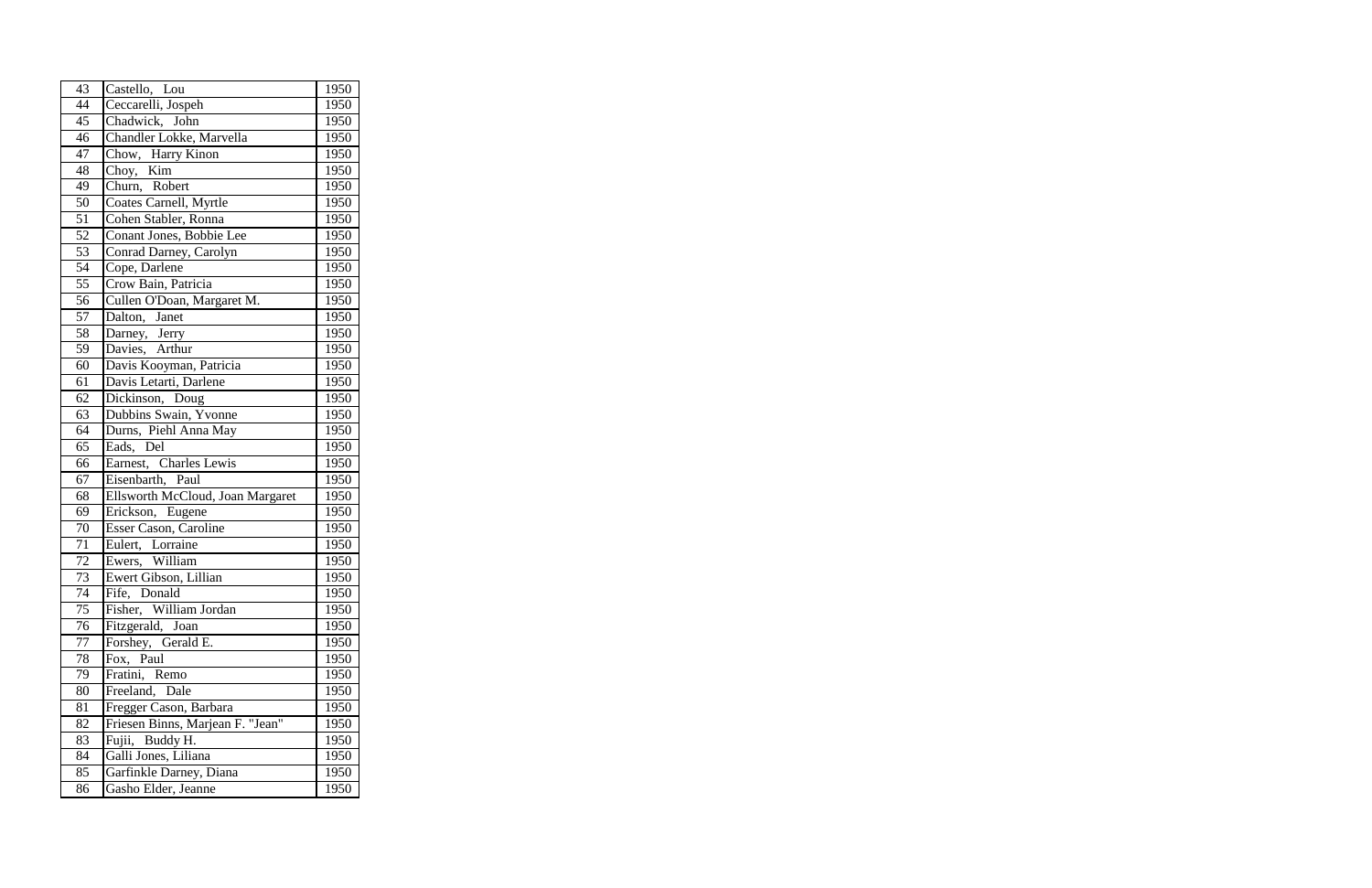| | | |
|---|---|---|
| 43 | Castello, Lou | 1950 |
| 44 | Ceccarelli, Jospeh | 1950 |
| 45 | Chadwick, John | 1950 |
| 46 | Chandler Lokke, Marvella | 1950 |
| 47 | Chow, Harry Kinon | 1950 |
| 48 | Choy, Kim | 1950 |
| 49 | Churn, Robert | 1950 |
| 50 | Coates Carnell, Myrtle | 1950 |
| 51 | Cohen Stabler, Ronna | 1950 |
| 52 | Conant Jones, Bobbie Lee | 1950 |
| 53 | Conrad Darney, Carolyn | 1950 |
| 54 | Cope, Darlene | 1950 |
| 55 | Crow Bain, Patricia | 1950 |
| 56 | Cullen O'Doan, Margaret M. | 1950 |
| 57 | Dalton, Janet | 1950 |
| 58 | Darney, Jerry | 1950 |
| 59 | Davies, Arthur | 1950 |
| 60 | Davis Kooyman, Patricia | 1950 |
| 61 | Davis Letarti, Darlene | 1950 |
| 62 | Dickinson, Doug | 1950 |
| 63 | Dubbins Swain, Yvonne | 1950 |
| 64 | Durns, Piehl Anna May | 1950 |
| 65 | Eads, Del | 1950 |
| 66 | Earnest, Charles Lewis | 1950 |
| 67 | Eisenbarth, Paul | 1950 |
| 68 | Ellsworth McCloud, Joan Margaret | 1950 |
| 69 | Erickson, Eugene | 1950 |
| 70 | Esser Cason, Caroline | 1950 |
| 71 | Eulert, Lorraine | 1950 |
| 72 | Ewers, William | 1950 |
| 73 | Ewert Gibson, Lillian | 1950 |
| 74 | Fife, Donald | 1950 |
| 75 | Fisher, William Jordan | 1950 |
| 76 | Fitzgerald, Joan | 1950 |
| 77 | Forshey, Gerald E. | 1950 |
| 78 | Fox, Paul | 1950 |
| 79 | Fratini, Remo | 1950 |
| 80 | Freeland, Dale | 1950 |
| 81 | Fregger Cason, Barbara | 1950 |
| 82 | Friesen Binns, Marjean F. "Jean" | 1950 |
| 83 | Fujii, Buddy H. | 1950 |
| 84 | Galli Jones, Liliana | 1950 |
| 85 | Garfinkle Darney, Diana | 1950 |
| 86 | Gasho Elder, Jeanne | 1950 |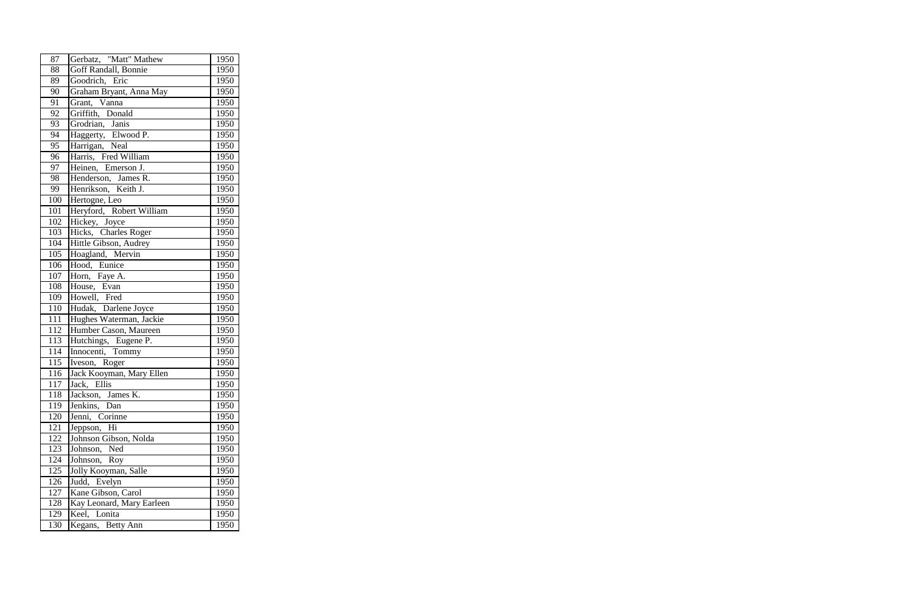| 87 | Gerbatz, "Matt" Mathew | 1950 |
|---|---|---|
| 88 | Goff Randall, Bonnie | 1950 |
| 89 | Goodrich, Eric | 1950 |
| 90 | Graham Bryant, Anna May | 1950 |
| 91 | Grant, Vanna | 1950 |
| 92 | Griffith, Donald | 1950 |
| 93 | Grodrian, Janis | 1950 |
| 94 | Haggerty, Elwood P. | 1950 |
| 95 | Harrigan, Neal | 1950 |
| 96 | Harris, Fred William | 1950 |
| 97 | Heinen, Emerson J. | 1950 |
| 98 | Henderson, James R. | 1950 |
| 99 | Henrikson, Keith J. | 1950 |
| 100 | Hertogne, Leo | 1950 |
| 101 | Heryford, Robert William | 1950 |
| 102 | Hickey, Joyce | 1950 |
| 103 | Hicks, Charles Roger | 1950 |
| 104 | Hittle Gibson, Audrey | 1950 |
| 105 | Hoagland, Mervin | 1950 |
| 106 | Hood, Eunice | 1950 |
| 107 | Horn, Faye A. | 1950 |
| 108 | House, Evan | 1950 |
| 109 | Howell, Fred | 1950 |
| 110 | Hudak, Darlene Joyce | 1950 |
| 111 | Hughes Waterman, Jackie | 1950 |
| 112 | Humber Cason, Maureen | 1950 |
| 113 | Hutchings, Eugene P. | 1950 |
| 114 | Innocenti, Tommy | 1950 |
| 115 | Iveson, Roger | 1950 |
| 116 | Jack Kooyman, Mary Ellen | 1950 |
| 117 | Jack, Ellis | 1950 |
| 118 | Jackson, James K. | 1950 |
| 119 | Jenkins, Dan | 1950 |
| 120 | Jenni, Corinne | 1950 |
| 121 | Jeppson, Hi | 1950 |
| 122 | Johnson Gibson, Nolda | 1950 |
| 123 | Johnson, Ned | 1950 |
| 124 | Johnson, Roy | 1950 |
| 125 | Jolly Kooyman, Salle | 1950 |
| 126 | Judd, Evelyn | 1950 |
| 127 | Kane Gibson, Carol | 1950 |
| 128 | Kay Leonard, Mary Earleen | 1950 |
| 129 | Keel, Lonita | 1950 |
| 130 | Kegans, Betty Ann | 1950 |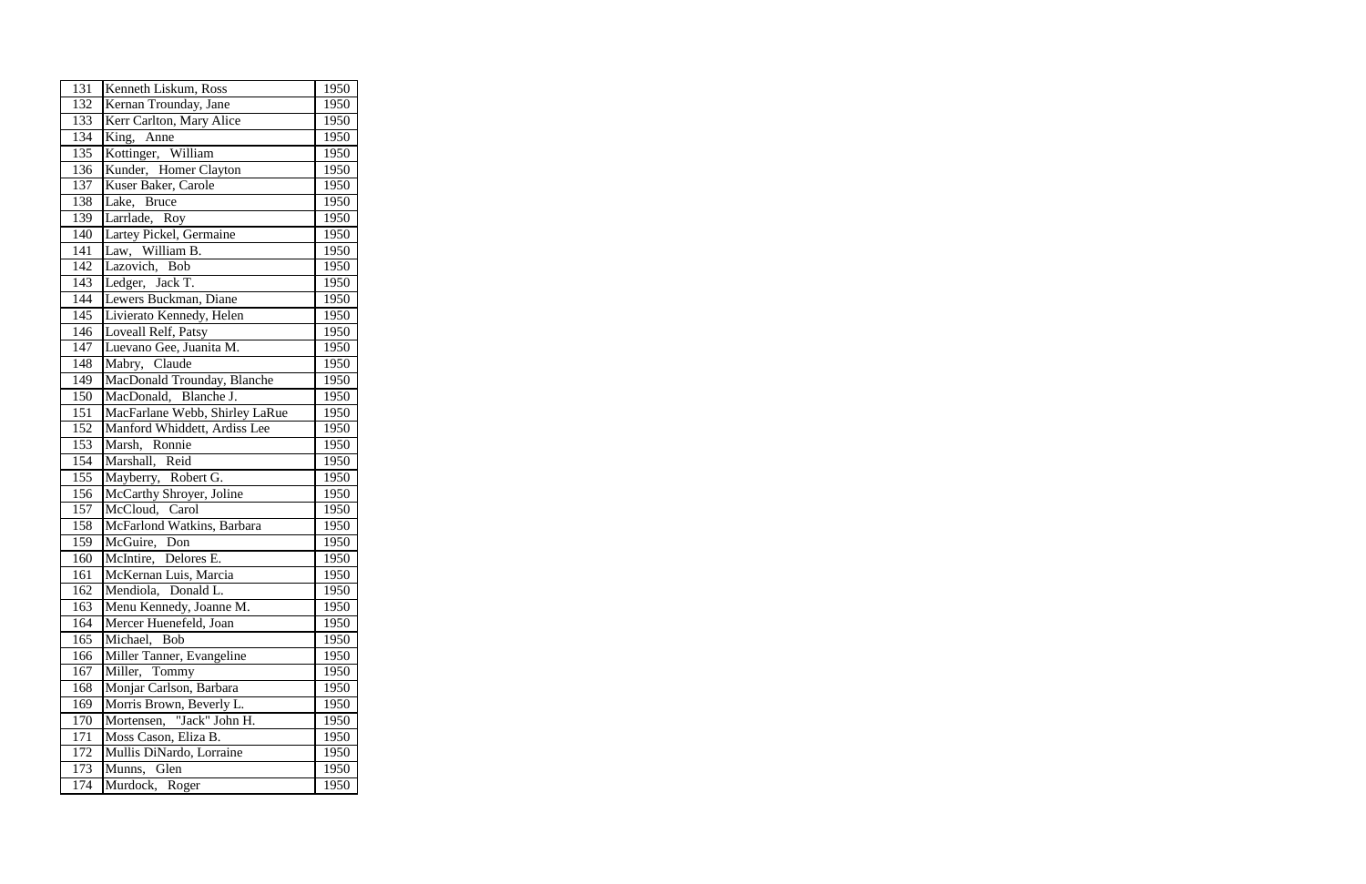| 131 | Kenneth Liskum, Ross | 1950 |
|---|---|---|
| 132 | Kernan Trounday, Jane | 1950 |
| 133 | Kerr Carlton, Mary Alice | 1950 |
| 134 | King, Anne | 1950 |
| 135 | Kottinger, William | 1950 |
| 136 | Kunder, Homer Clayton | 1950 |
| 137 | Kuser Baker, Carole | 1950 |
| 138 | Lake, Bruce | 1950 |
| 139 | Larrlade, Roy | 1950 |
| 140 | Lartey Pickel, Germaine | 1950 |
| 141 | Law, William B. | 1950 |
| 142 | Lazovich, Bob | 1950 |
| 143 | Ledger, Jack T. | 1950 |
| 144 | Lewers Buckman, Diane | 1950 |
| 145 | Livierato Kennedy, Helen | 1950 |
| 146 | Loveall Relf, Patsy | 1950 |
| 147 | Luevano Gee, Juanita M. | 1950 |
| 148 | Mabry, Claude | 1950 |
| 149 | MacDonald Trounday, Blanche | 1950 |
| 150 | MacDonald, Blanche J. | 1950 |
| 151 | MacFarlane Webb, Shirley LaRue | 1950 |
| 152 | Manford Whiddett, Ardiss Lee | 1950 |
| 153 | Marsh, Ronnie | 1950 |
| 154 | Marshall, Reid | 1950 |
| 155 | Mayberry, Robert G. | 1950 |
| 156 | McCarthy Shroyer, Joline | 1950 |
| 157 | McCloud, Carol | 1950 |
| 158 | McFarlond Watkins, Barbara | 1950 |
| 159 | McGuire, Don | 1950 |
| 160 | McIntire, Delores E. | 1950 |
| 161 | McKernan Luis, Marcia | 1950 |
| 162 | Mendiola, Donald L. | 1950 |
| 163 | Menu Kennedy, Joanne M. | 1950 |
| 164 | Mercer Huenefeld, Joan | 1950 |
| 165 | Michael, Bob | 1950 |
| 166 | Miller Tanner, Evangeline | 1950 |
| 167 | Miller, Tommy | 1950 |
| 168 | Monjar Carlson, Barbara | 1950 |
| 169 | Morris Brown, Beverly L. | 1950 |
| 170 | Mortensen, "Jack" John H. | 1950 |
| 171 | Moss Cason, Eliza B. | 1950 |
| 172 | Mullis DiNardo, Lorraine | 1950 |
| 173 | Munns, Glen | 1950 |
| 174 | Murdock, Roger | 1950 |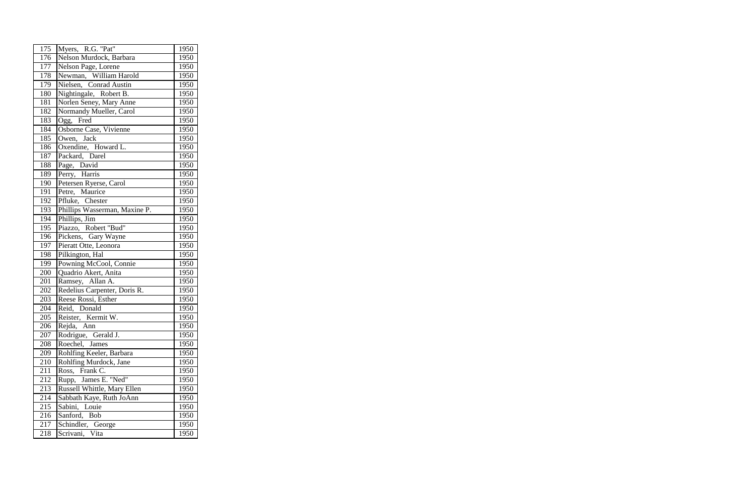| | | |
|---|---|---|
| 175 | Myers, R.G. "Pat" | 1950 |
| 176 | Nelson Murdock, Barbara | 1950 |
| 177 | Nelson Page, Lorene | 1950 |
| 178 | Newman, William Harold | 1950 |
| 179 | Nielsen, Conrad Austin | 1950 |
| 180 | Nightingale, Robert B. | 1950 |
| 181 | Norlen Seney, Mary Anne | 1950 |
| 182 | Normandy Mueller, Carol | 1950 |
| 183 | Ogg, Fred | 1950 |
| 184 | Osborne Case, Vivienne | 1950 |
| 185 | Owen, Jack | 1950 |
| 186 | Oxendine, Howard L. | 1950 |
| 187 | Packard, Darel | 1950 |
| 188 | Page, David | 1950 |
| 189 | Perry, Harris | 1950 |
| 190 | Petersen Ryerse, Carol | 1950 |
| 191 | Petre, Maurice | 1950 |
| 192 | Pfluke, Chester | 1950 |
| 193 | Phillips Wasserman, Maxine P. | 1950 |
| 194 | Phillips, Jim | 1950 |
| 195 | Piazzo, Robert "Bud" | 1950 |
| 196 | Pickens, Gary Wayne | 1950 |
| 197 | Pieratt Otte, Leonora | 1950 |
| 198 | Pilkington, Hal | 1950 |
| 199 | Powning McCool, Connie | 1950 |
| 200 | Quadrio Akert, Anita | 1950 |
| 201 | Ramsey, Allan A. | 1950 |
| 202 | Redelius Carpenter, Doris R. | 1950 |
| 203 | Reese Rossi, Esther | 1950 |
| 204 | Reid, Donald | 1950 |
| 205 | Reister, Kermit W. | 1950 |
| 206 | Rejda, Ann | 1950 |
| 207 | Rodrigue, Gerald J. | 1950 |
| 208 | Roechel, James | 1950 |
| 209 | Rohlfing Keeler, Barbara | 1950 |
| 210 | Rohlfing Murdock, Jane | 1950 |
| 211 | Ross, Frank C. | 1950 |
| 212 | Rupp, James E. "Ned" | 1950 |
| 213 | Russell Whittle, Mary Ellen | 1950 |
| 214 | Sabbath Kaye, Ruth JoAnn | 1950 |
| 215 | Sabini, Louie | 1950 |
| 216 | Sanford, Bob | 1950 |
| 217 | Schindler, George | 1950 |
| 218 | Scrivani, Vita | 1950 |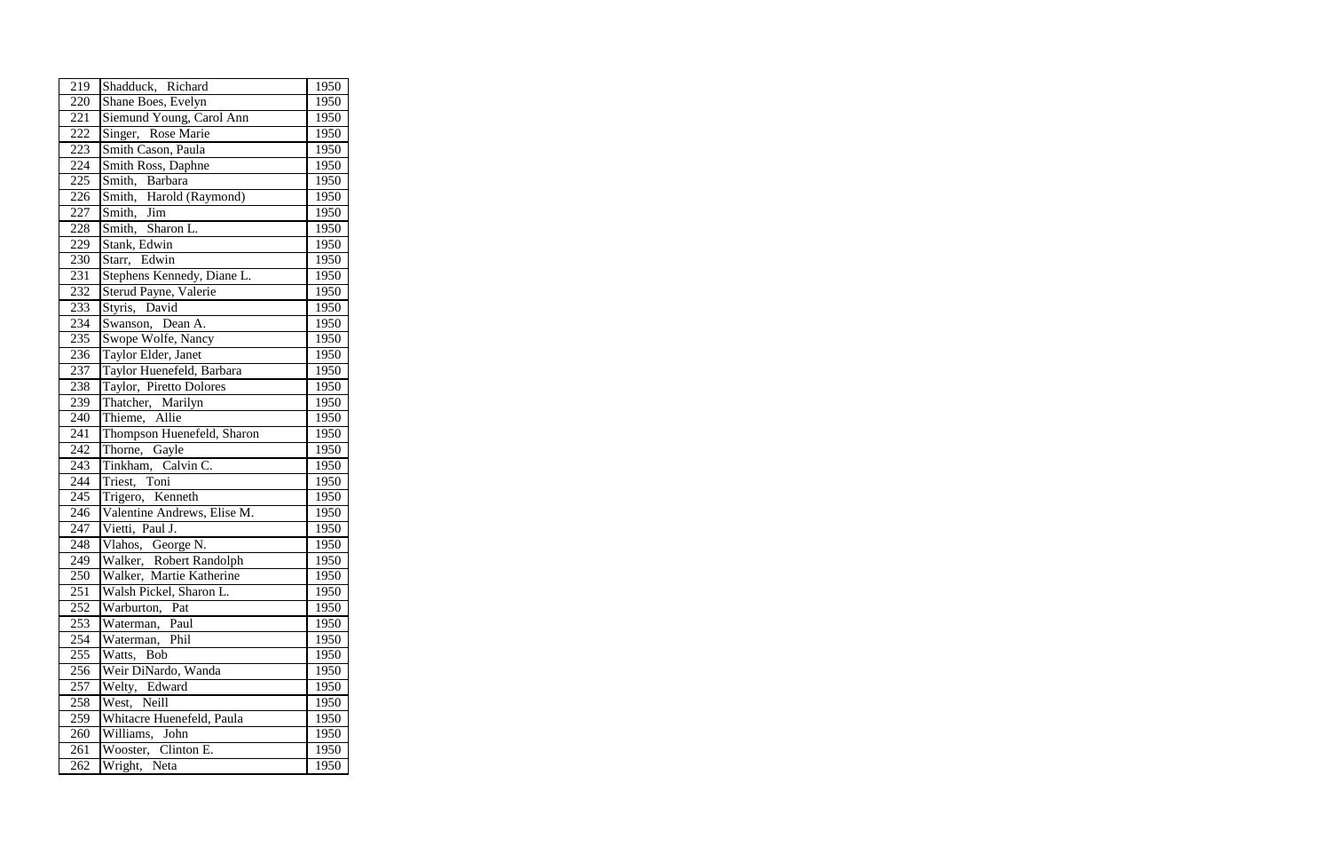| 219 | Shadduck, Richard | 1950 |
|---|---|---|
| 220 | Shane Boes, Evelyn | 1950 |
| 221 | Siemund Young, Carol Ann | 1950 |
| 222 | Singer, Rose Marie | 1950 |
| 223 | Smith Cason, Paula | 1950 |
| 224 | Smith Ross, Daphne | 1950 |
| 225 | Smith, Barbara | 1950 |
| 226 | Smith, Harold (Raymond) | 1950 |
| 227 | Smith, Jim | 1950 |
| 228 | Smith, Sharon L. | 1950 |
| 229 | Stank, Edwin | 1950 |
| 230 | Starr, Edwin | 1950 |
| 231 | Stephens Kennedy, Diane L. | 1950 |
| 232 | Sterud Payne, Valerie | 1950 |
| 233 | Styris, David | 1950 |
| 234 | Swanson, Dean A. | 1950 |
| 235 | Swope Wolfe, Nancy | 1950 |
| 236 | Taylor Elder, Janet | 1950 |
| 237 | Taylor Huenefeld, Barbara | 1950 |
| 238 | Taylor, Piretto Dolores | 1950 |
| 239 | Thatcher, Marilyn | 1950 |
| 240 | Thieme, Allie | 1950 |
| 241 | Thompson Huenefeld, Sharon | 1950 |
| 242 | Thorne, Gayle | 1950 |
| 243 | Tinkham, Calvin C. | 1950 |
| 244 | Triest, Toni | 1950 |
| 245 | Trigero, Kenneth | 1950 |
| 246 | Valentine Andrews, Elise M. | 1950 |
| 247 | Vietti, Paul J. | 1950 |
| 248 | Vlahos, George N. | 1950 |
| 249 | Walker, Robert Randolph | 1950 |
| 250 | Walker, Martie Katherine | 1950 |
| 251 | Walsh Pickel, Sharon L. | 1950 |
| 252 | Warburton, Pat | 1950 |
| 253 | Waterman, Paul | 1950 |
| 254 | Waterman, Phil | 1950 |
| 255 | Watts, Bob | 1950 |
| 256 | Weir DiNardo, Wanda | 1950 |
| 257 | Welty, Edward | 1950 |
| 258 | West, Neill | 1950 |
| 259 | Whitacre Huenefeld, Paula | 1950 |
| 260 | Williams, John | 1950 |
| 261 | Wooster, Clinton E. | 1950 |
| 262 | Wright, Neta | 1950 |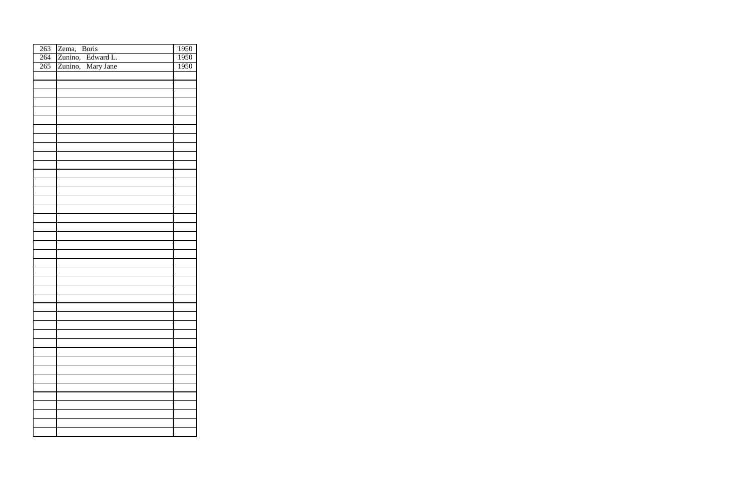| 263 | Zema, Boris | 1950 |
|---|---|---|
| 264 | Zunino, Edward L. | 1950 |
| 265 | Zunino, Mary Jane | 1950 |